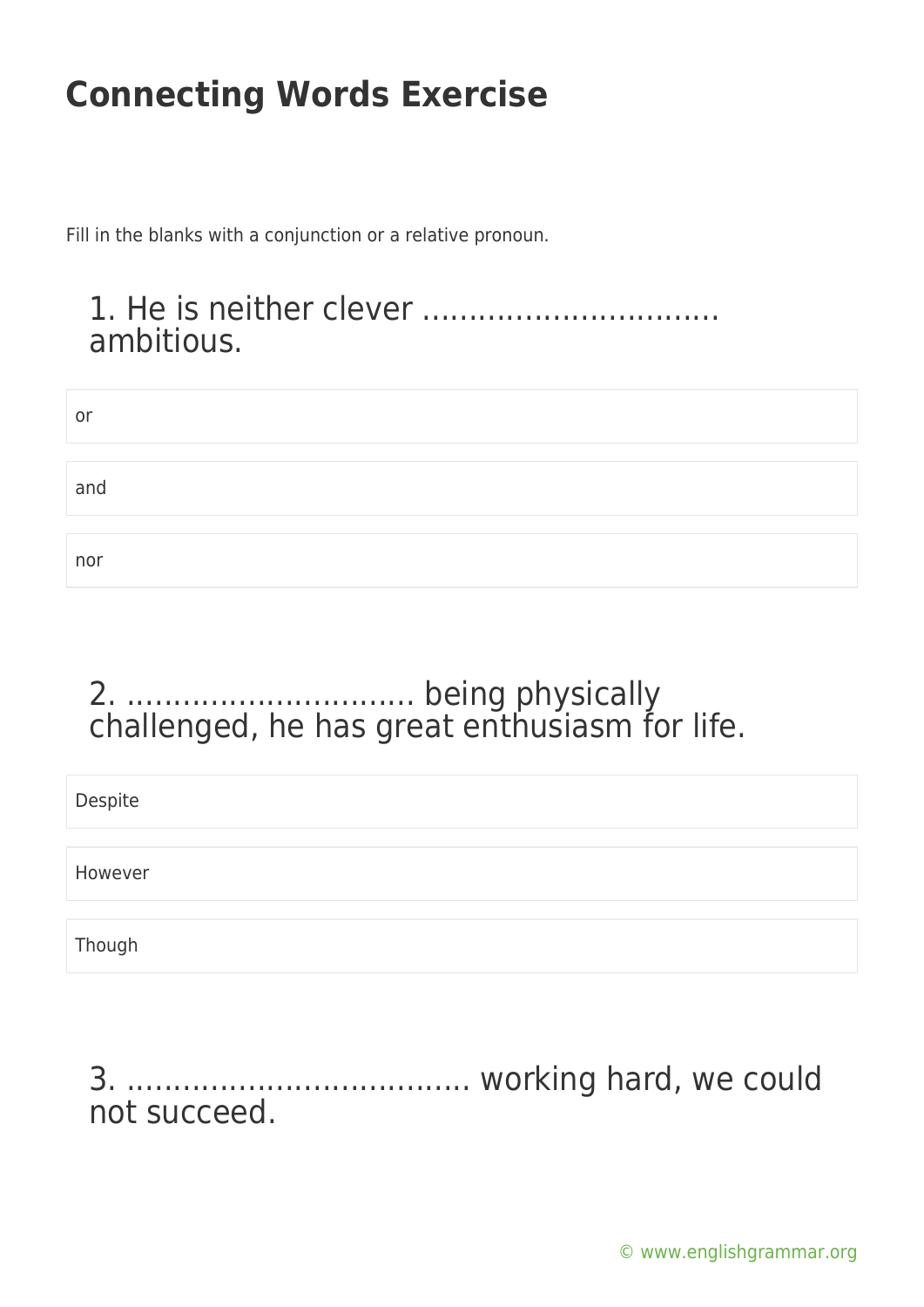# Connecting Words Exercise

Fill in the blanks with a conjunction or a relative pronoun.

## 1. He is neither clever ................................ ambitious.

- or
- and
- nor

## 2. .............................. being physically challenged, he has great enthusiasm for life.

- Despite
- However
- Though

## 3. .................................... working hard, we could not succeed.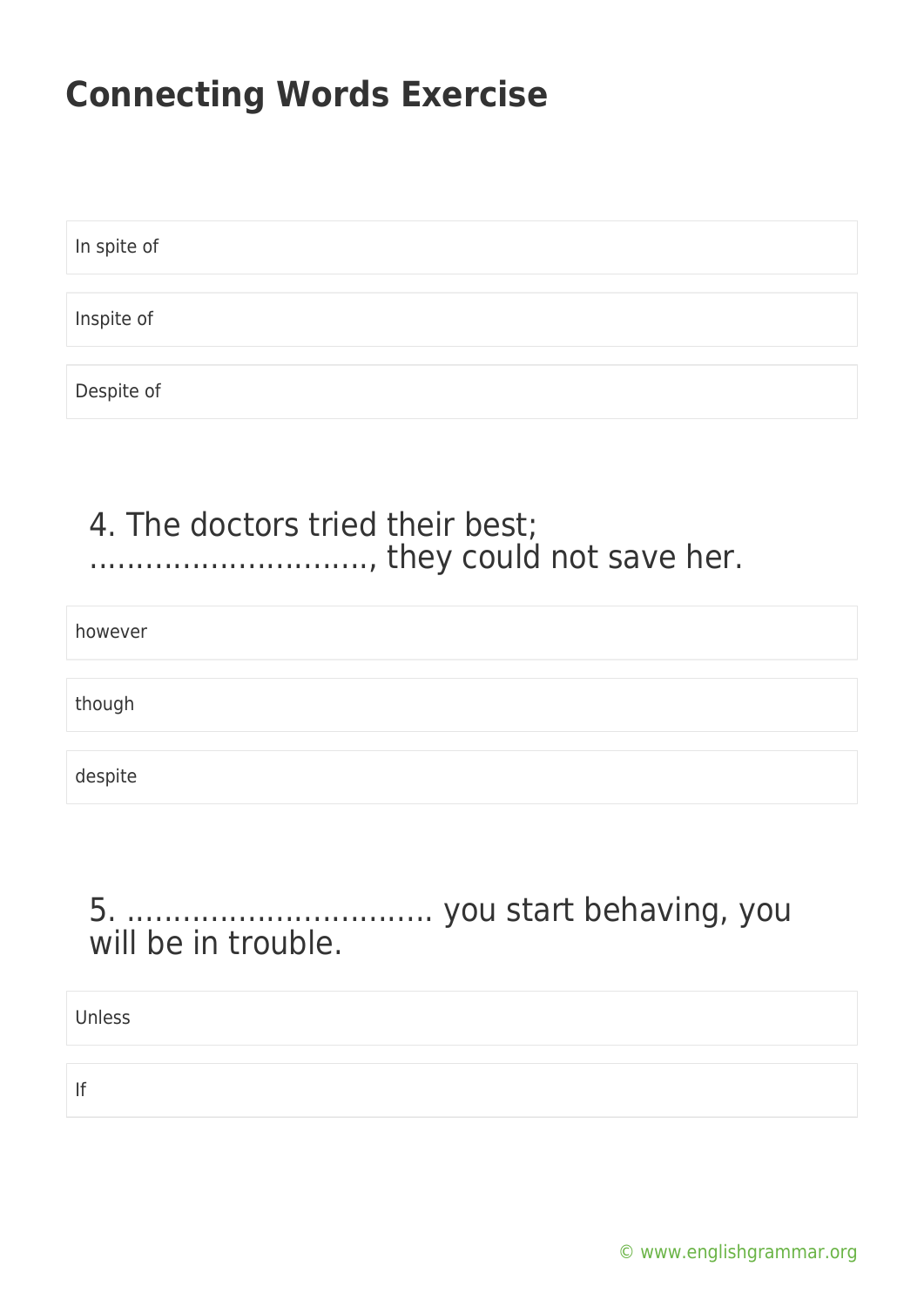# Connecting Words Exercise

In spite of

Inspite of

Despite of

### 4. The doctors tried their best; ............................., they could not save her.

however

though

despite

### 5. ................................ you start behaving, you will be in trouble.

Unless

If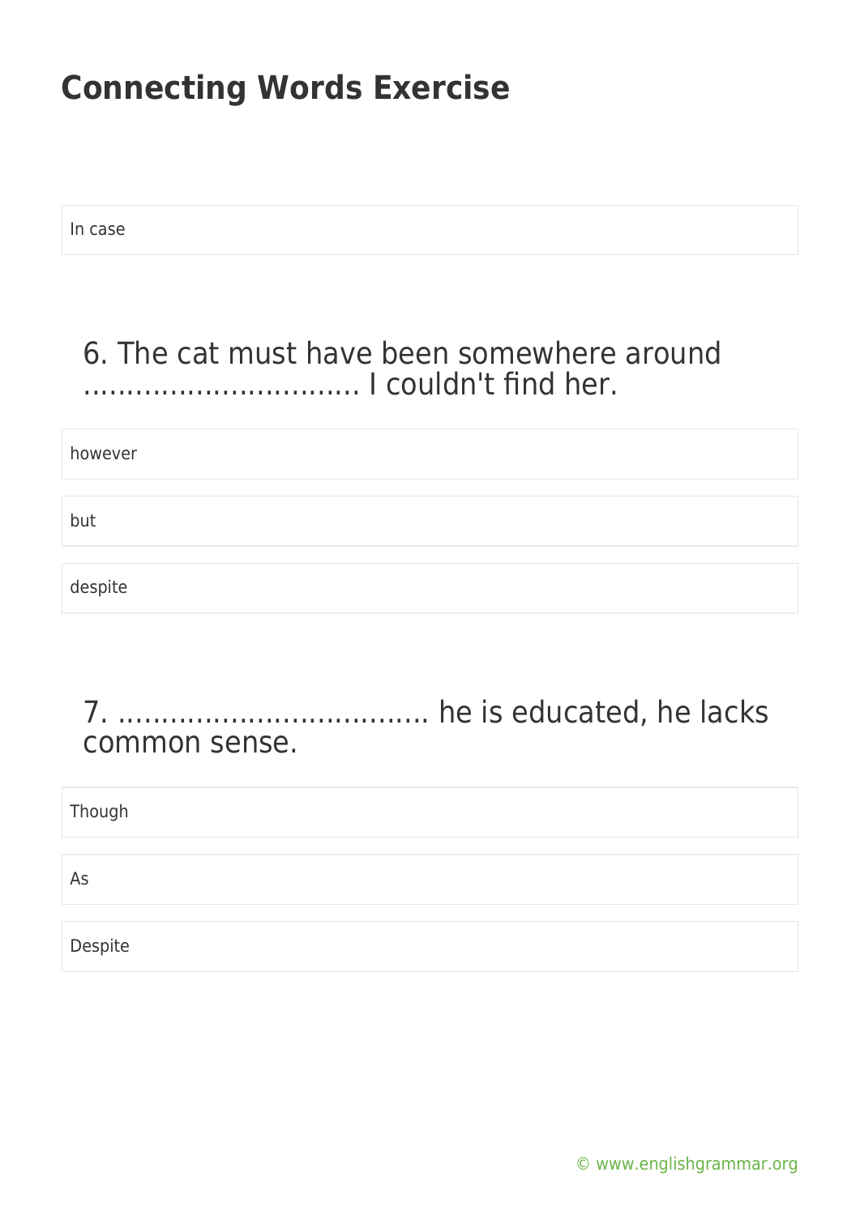# Connecting Words Exercise

In case

### 6. The cat must have been somewhere around ................................ I couldn't find her.

however

but

despite

### 7. .................................... he is educated, he lacks common sense.

Though

As

Despite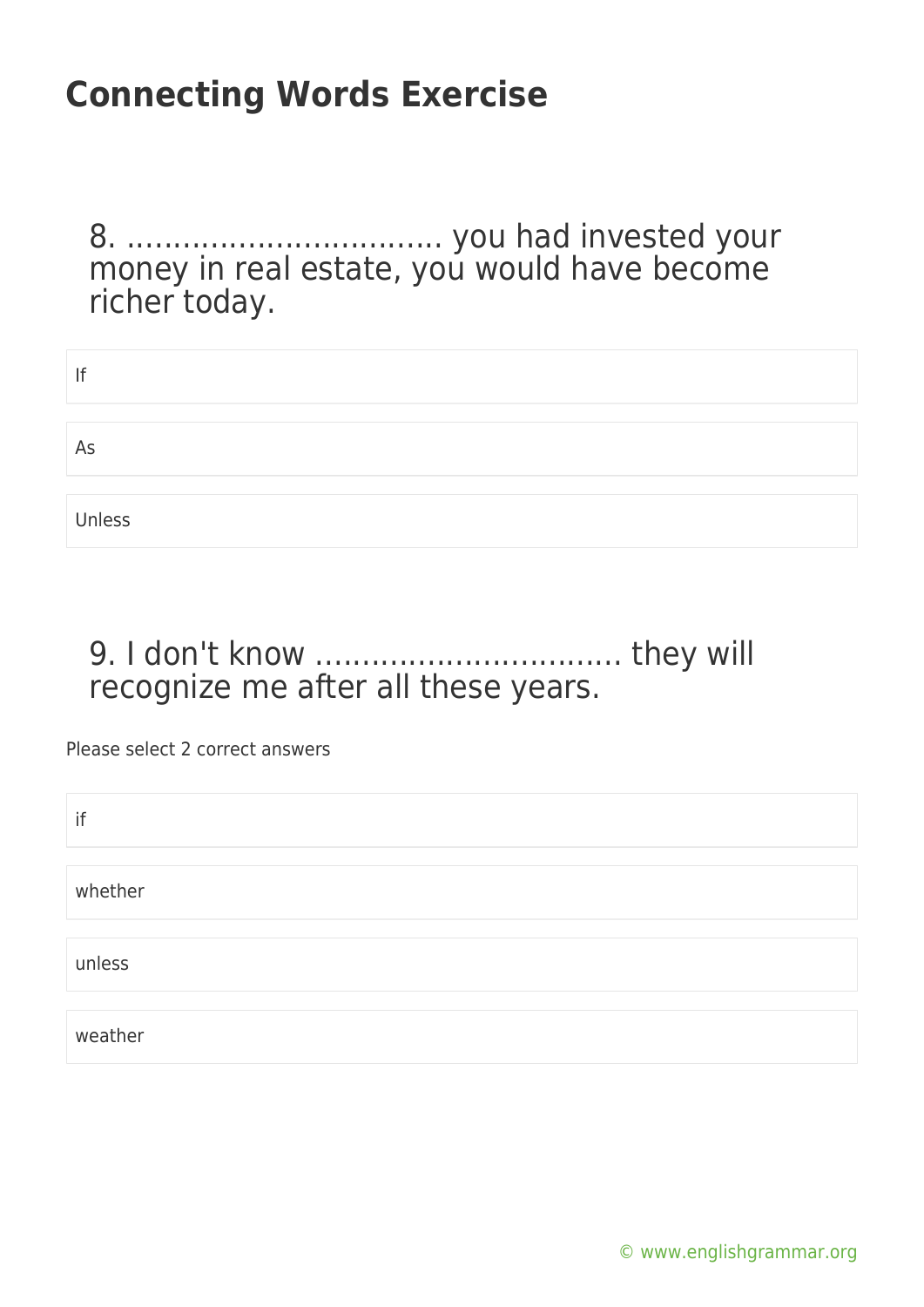# Connecting Words Exercise

8. ................................. you had invested your money in real estate, you would have become richer today.

- If
- As
- Unless

9. I don't know ................................ they will recognize me after all these years.

Please select 2 correct answers

- if
- whether
- unless
- weather

© www.englishgrammar.org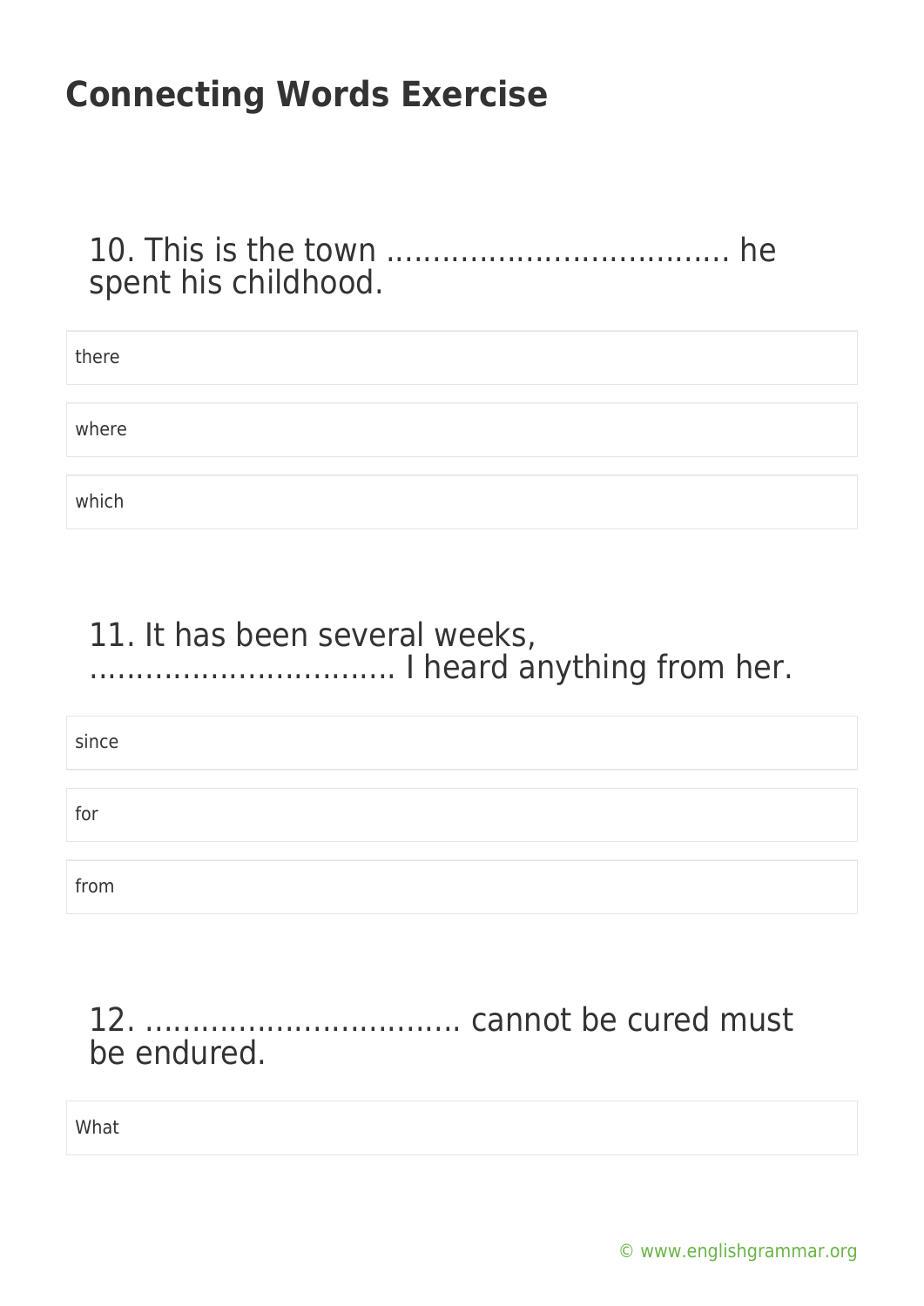## Connecting Words Exercise

### 10. This is the town .................................... he spent his childhood.

there

where

which

### 11. It has been several weeks, ................................ I heard anything from her.

since

for

from

### 12. .................................. cannot be cured must be endured.

What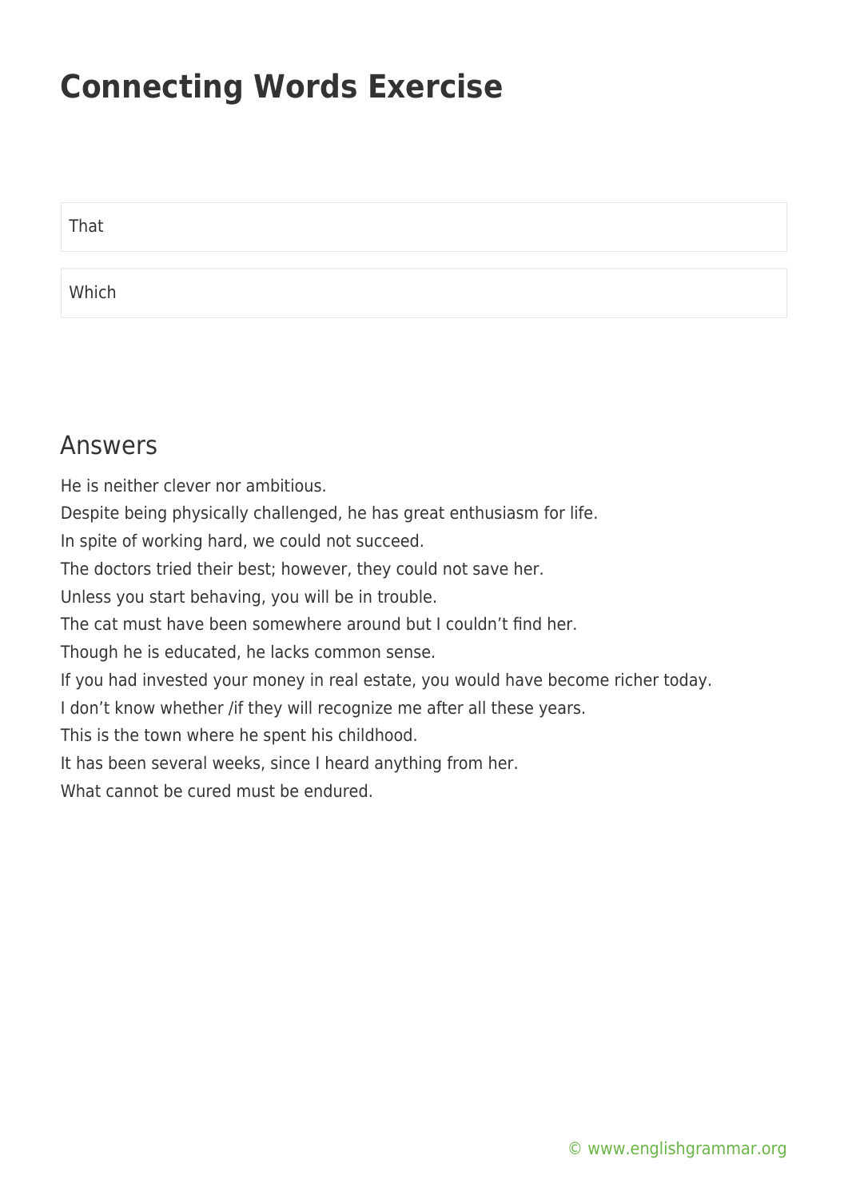# Connecting Words Exercise

That

Which

## Answers

He is neither clever nor ambitious.

Despite being physically challenged, he has great enthusiasm for life.

In spite of working hard, we could not succeed.

The doctors tried their best; however, they could not save her.

Unless you start behaving, you will be in trouble.

The cat must have been somewhere around but I couldn't find her.

Though he is educated, he lacks common sense.

If you had invested your money in real estate, you would have become richer today.

I don't know whether /if they will recognize me after all these years.

This is the town where he spent his childhood.

It has been several weeks, since I heard anything from her.

What cannot be cured must be endured.